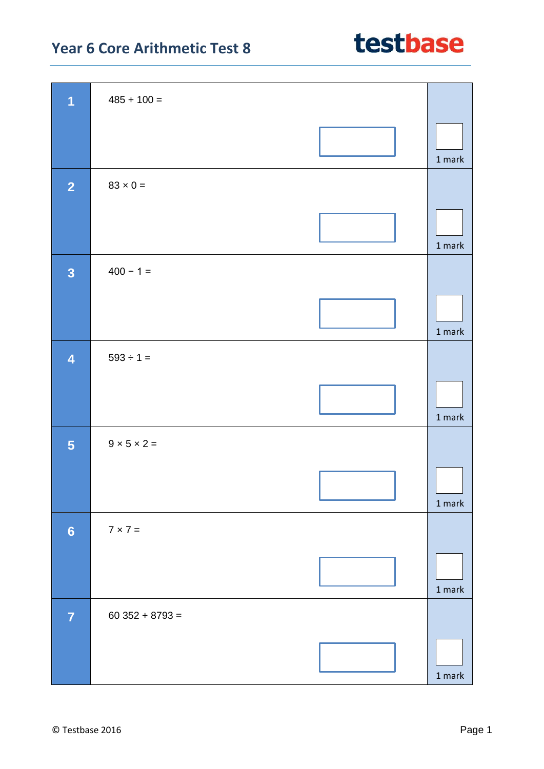# Year 6 Core Arithmetic Test 8

testbase

| | | |
|---|---|---|
| **1** | $485 + 100 =$ | 1 mark |
| **2** | $83 \times 0 =$ | 1 mark |
| **3** | $400 - 1 =$ | 1 mark |
| **4** | $593 \div 1 =$ | 1 mark |
| **5** | $9 \times 5 \times 2 =$ | 1 mark |
| **6** | $7 \times 7 =$ | 1 mark |
| **7** | $60\ 352 + 8793 =$ | 1 mark |

© Testbase 2016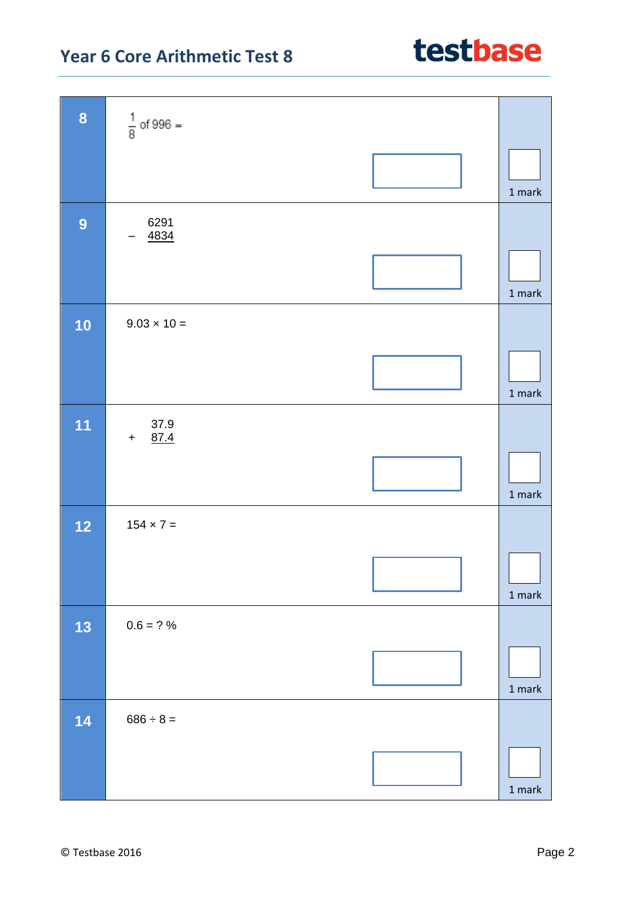## Year 6 Core Arithmetic Test 8

**8**

$\frac{1}{8}$ of 996 =

1 mark

**9**

$$\begin{array}{r} 6291 \\ -\ \underline{4834} \end{array}$$

1 mark

**10**

9.03 × 10 =

1 mark

**11**

$$\begin{array}{r} 37.9 \\ +\ \underline{87.4} \end{array}$$

1 mark

**12**

154 × 7 =

1 mark

**13**

0.6 = ? %

1 mark

**14**

686 ÷ 8 =

1 mark

© Testbase 2016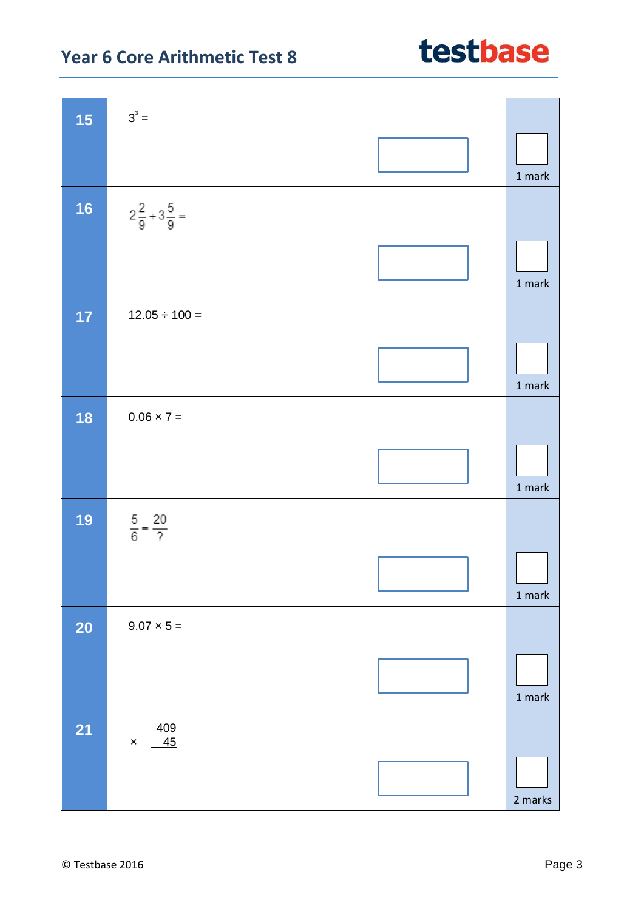| Question | | Marks |
|---|---|---|
| **15** | $3^3 =$ | 1 mark |
| **16** | $2\frac{2}{9} + 3\frac{5}{9} =$ | 1 mark |
| **17** | 12.05 ÷ 100 = | 1 mark |
| **18** | 0.06 × 7 = | 1 mark |
| **19** | $\frac{5}{6} = \frac{20}{?}$ | 1 mark |
| **20** | 9.07 × 5 = | 1 mark |
| **21** | 409 × 45 | 2 marks |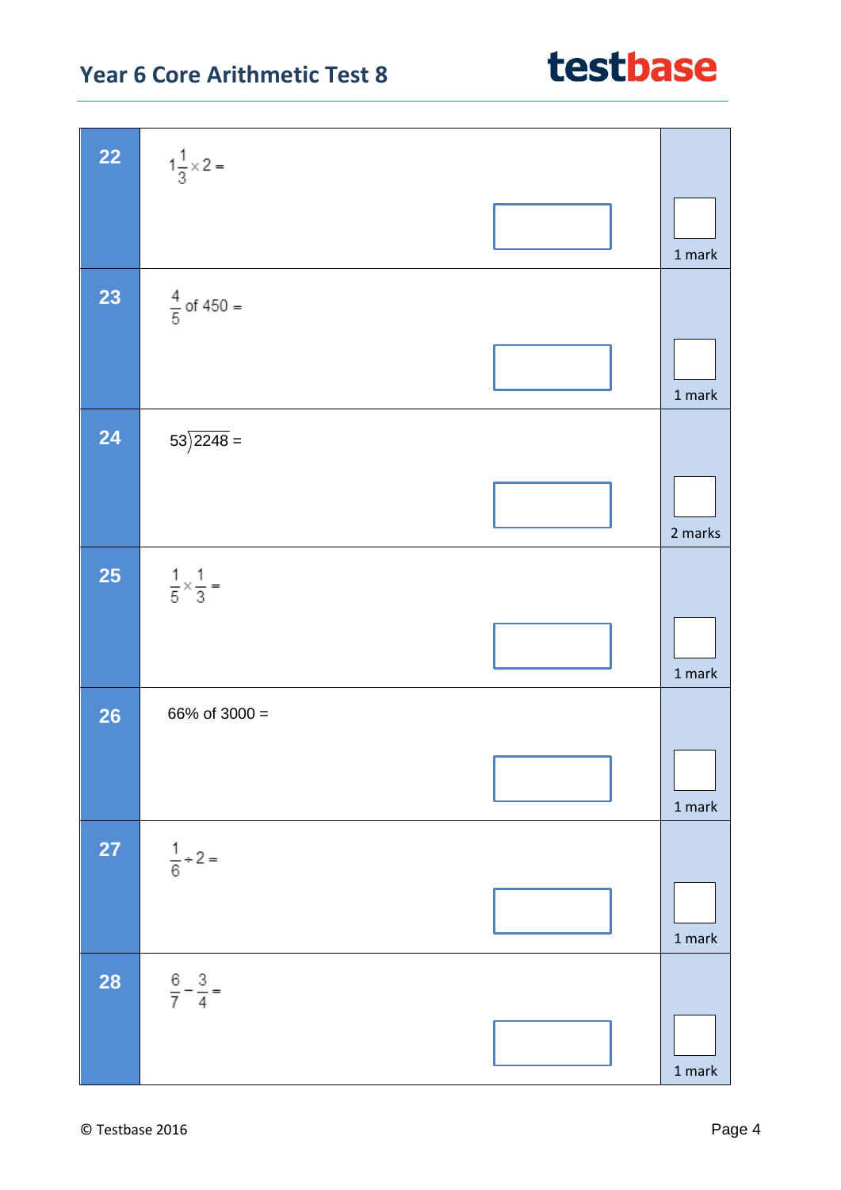**22**

$1\frac{1}{3} \times 2 =$

1 mark

**23**

$\frac{4}{5}$ of 450 =

1 mark

**24**

$53\overline{)2248} =$

2 marks

**25**

$\frac{1}{5} \times \frac{1}{3} =$

1 mark

**26**

66% of 3000 =

1 mark

**27**

$\frac{1}{6} \div 2 =$

1 mark

**28**

$\frac{6}{7} - \frac{3}{4} =$

1 mark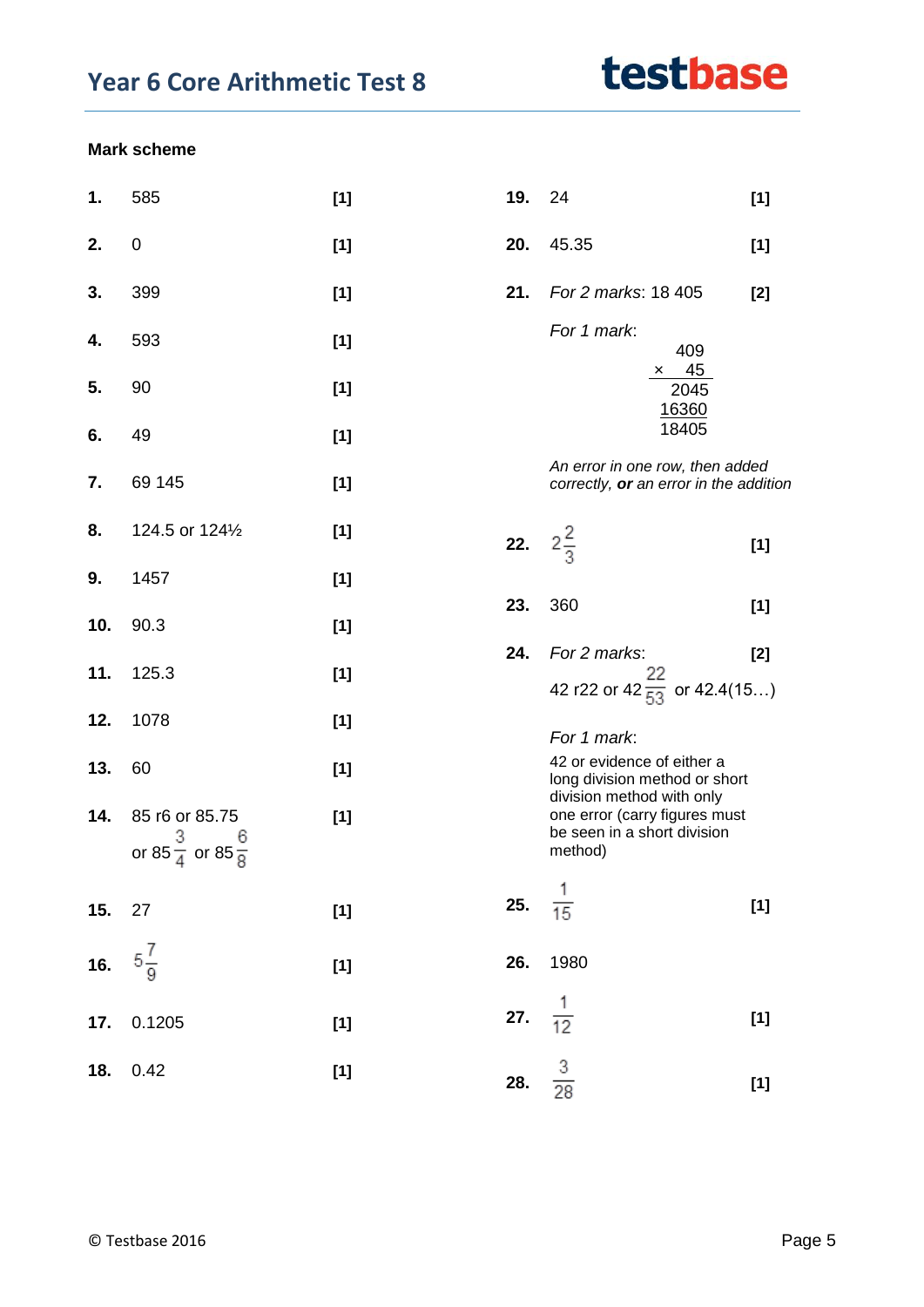## Year 6 Core Arithmetic Test 8

**Mark scheme**

**1.** 585 **[1]**

**2.** 0 **[1]**

**3.** 399 **[1]**

**4.** 593 **[1]**

**5.** 90 **[1]**

**6.** 49 **[1]**

**7.** 69 145 **[1]**

**8.** 124.5 or 124½ **[1]**

**9.** 1457 **[1]**

**10.** 90.3 **[1]**

**11.** 125.3 **[1]**

**12.** 1078 **[1]**

**13.** 60 **[1]**

**14.** 85 r6 or 85.75 or $85\frac{3}{4}$ or $85\frac{6}{8}$ **[1]**

**15.** 27 **[1]**

**16.** $5\frac{7}{9}$ **[1]**

**17.** 0.1205 **[1]**

**18.** 0.42 **[1]**

**19.** 24 **[1]**

**20.** 45.35 **[1]**

**21.** *For 2 marks*: 18 405 **[2]**

*For 1 mark*:

```
   409
×   45
  2045
 16360
 18405
```

*An error in one row, then added correctly, **or** an error in the addition*

**22.** $2\frac{2}{3}$ **[1]**

**23.** 360 **[1]**

**24.** *For 2 marks*: **[2]**

42 r22 or $42\frac{22}{53}$ or 42.4(15…)

*For 1 mark*:

42 or evidence of either a long division method or short division method with only one error (carry figures must be seen in a short division method)

**25.** $\frac{1}{15}$ **[1]**

**26.** 1980

**27.** $\frac{1}{12}$ **[1]**

**28.** $\frac{3}{28}$ **[1]**

© Testbase 2016